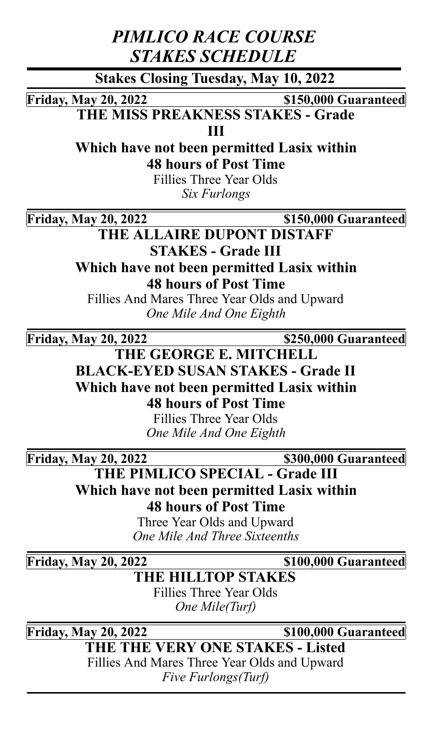# *PIMLICO RACE COURSE STAKES SCHEDULE*

## Stakes Closing Tuesday, May 10, 2022

**Friday, May 20, 2022** **\$150,000 Guaranteed**

### THE MISS PREAKNESS STAKES - Grade III

**Which have not been permitted Lasix within 48 hours of Post Time**

Fillies Three Year Olds

*Six Furlongs*

---

**Friday, May 20, 2022** **\$150,000 Guaranteed**

### THE ALLAIRE DUPONT DISTAFF STAKES - Grade III

**Which have not been permitted Lasix within 48 hours of Post Time**

Fillies And Mares Three Year Olds and Upward

*One Mile And One Eighth*

---

**Friday, May 20, 2022** **\$250,000 Guaranteed**

### THE GEORGE E. MITCHELL BLACK-EYED SUSAN STAKES - Grade II

**Which have not been permitted Lasix within 48 hours of Post Time**

Fillies Three Year Olds

*One Mile And One Eighth*

---

**Friday, May 20, 2022** **\$300,000 Guaranteed**

### THE PIMLICO SPECIAL - Grade III

**Which have not been permitted Lasix within 48 hours of Post Time**

Three Year Olds and Upward

*One Mile And Three Sixteenths*

---

**Friday, May 20, 2022** **\$100,000 Guaranteed**

### THE HILLTOP STAKES

Fillies Three Year Olds

*One Mile(Turf)*

---

**Friday, May 20, 2022** **\$100,000 Guaranteed**

### THE THE VERY ONE STAKES - Listed

Fillies And Mares Three Year Olds and Upward

*Five Furlongs(Turf)*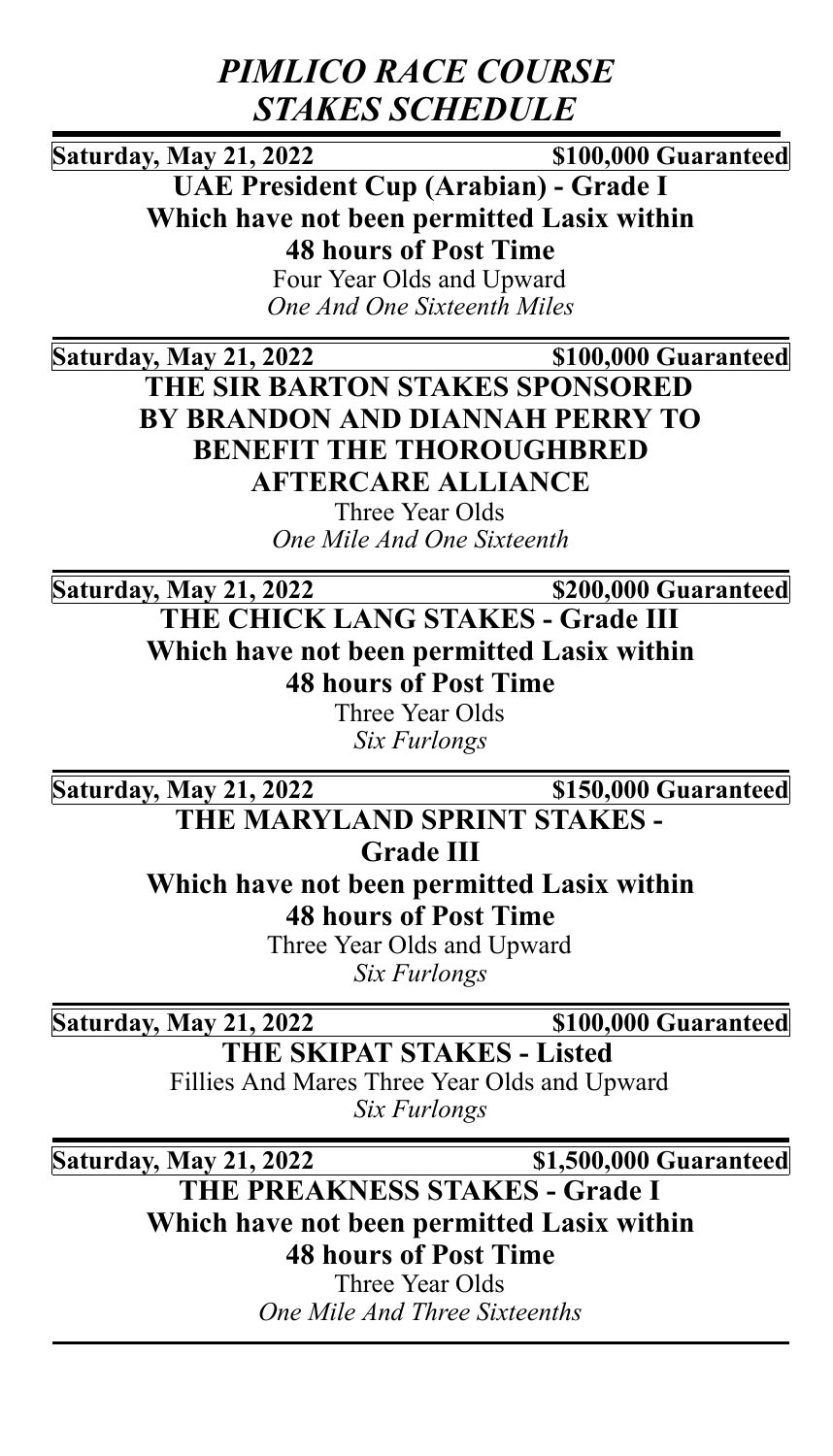# *PIMLICO RACE COURSE STAKES SCHEDULE*

---

**Saturday, May 21, 2022** **$100,000 Guaranteed**

**UAE President Cup (Arabian) - Grade I**

**Which have not been permitted Lasix within 48 hours of Post Time**

Four Year Olds and Upward

*One And One Sixteenth Miles*

---

**Saturday, May 21, 2022** **$100,000 Guaranteed**

**THE SIR BARTON STAKES SPONSORED BY BRANDON AND DIANNAH PERRY TO BENEFIT THE THOROUGHBRED AFTERCARE ALLIANCE**

Three Year Olds

*One Mile And One Sixteenth*

---

**Saturday, May 21, 2022** **$200,000 Guaranteed**

**THE CHICK LANG STAKES - Grade III**

**Which have not been permitted Lasix within 48 hours of Post Time**

Three Year Olds

*Six Furlongs*

---

**Saturday, May 21, 2022** **$150,000 Guaranteed**

**THE MARYLAND SPRINT STAKES - Grade III**

**Which have not been permitted Lasix within 48 hours of Post Time**

Three Year Olds and Upward

*Six Furlongs*

---

**Saturday, May 21, 2022** **$100,000 Guaranteed**

**THE SKIPAT STAKES - Listed**

Fillies And Mares Three Year Olds and Upward

*Six Furlongs*

---

**Saturday, May 21, 2022** **$1,500,000 Guaranteed**

**THE PREAKNESS STAKES - Grade I**

**Which have not been permitted Lasix within 48 hours of Post Time**

Three Year Olds

*One Mile And Three Sixteenths*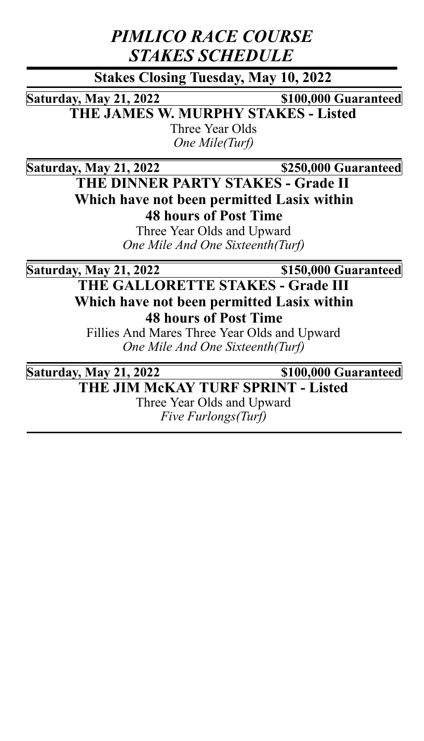# *PIMLICO RACE COURSE STAKES SCHEDULE*

## Stakes Closing Tuesday, May 10, 2022

**Saturday, May 21, 2022** **$100,000 Guaranteed**

### THE JAMES W. MURPHY STAKES - Listed

Three Year Olds

*One Mile(Turf)*

---

**Saturday, May 21, 2022** **$250,000 Guaranteed**

### THE DINNER PARTY STAKES - Grade II

**Which have not been permitted Lasix within 48 hours of Post Time**

Three Year Olds and Upward

*One Mile And One Sixteenth(Turf)*

---

**Saturday, May 21, 2022** **$150,000 Guaranteed**

### THE GALLORETTE STAKES - Grade III

**Which have not been permitted Lasix within 48 hours of Post Time**

Fillies And Mares Three Year Olds and Upward

*One Mile And One Sixteenth(Turf)*

---

**Saturday, May 21, 2022** **$100,000 Guaranteed**

### THE JIM McKAY TURF SPRINT - Listed

Three Year Olds and Upward

*Five Furlongs(Turf)*